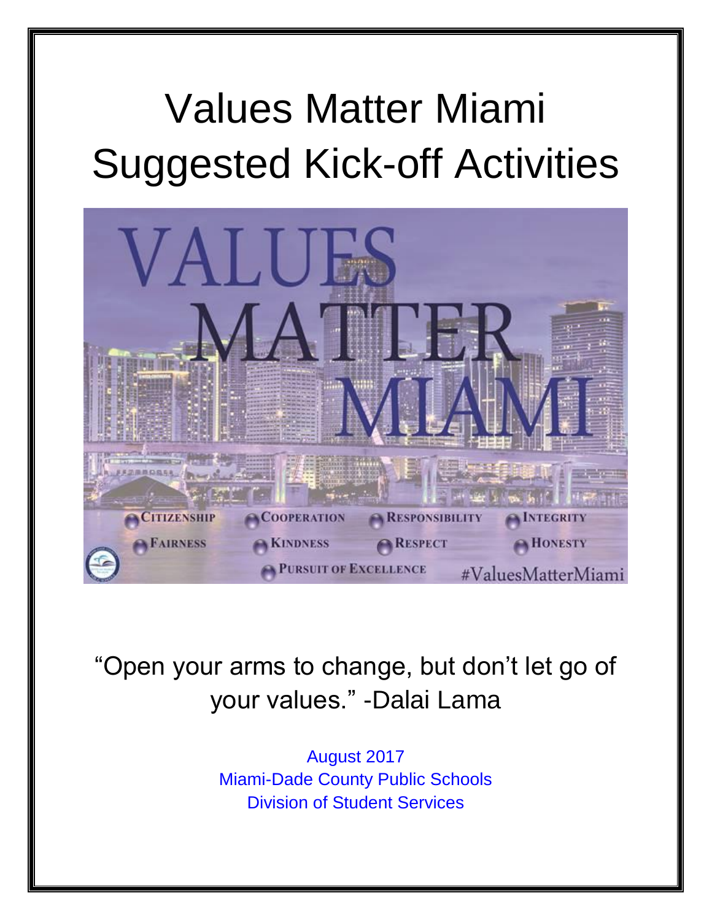# Values Matter Miami
# Suggested Kick-off Activities

VALUES MATTER MIAMI

CITIZENSHIP COOPERATION RESPONSIBILITY INTEGRITY
FAIRNESS KINDNESS RESPECT HONESTY
PURSUIT OF EXCELLENCE #ValuesMatterMiami

"Open your arms to change, but don't let go of your values." -Dalai Lama

August 2017
Miami-Dade County Public Schools
Division of Student Services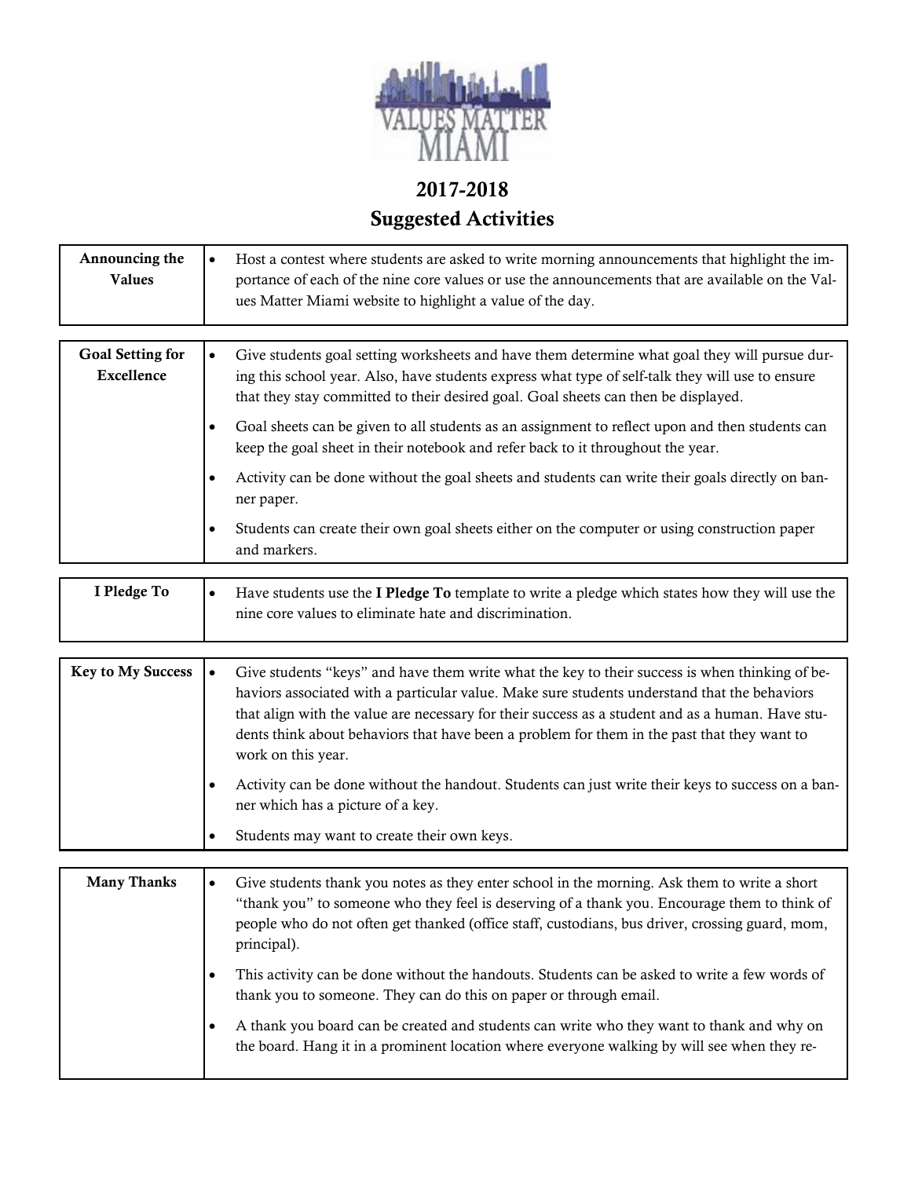VALUES MATTER MIAMI

# 2017-2018
## Suggested Activities

| Activity | Description |
|---|---|
| **Announcing the Values** | • Host a contest where students are asked to write morning announcements that highlight the importance of each of the nine core values or use the announcements that are available on the Values Matter Miami website to highlight a value of the day. |

| Activity | Description |
|---|---|
| **Goal Setting for Excellence** | • Give students goal setting worksheets and have them determine what goal they will pursue during this school year. Also, have students express what type of self-talk they will use to ensure that they stay committed to their desired goal. Goal sheets can then be displayed.<br>• Goal sheets can be given to all students as an assignment to reflect upon and then students can keep the goal sheet in their notebook and refer back to it throughout the year.<br>• Activity can be done without the goal sheets and students can write their goals directly on banner paper.<br>• Students can create their own goal sheets either on the computer or using construction paper and markers. |

| Activity | Description |
|---|---|
| **I Pledge To** | • Have students use the **I Pledge To** template to write a pledge which states how they will use the nine core values to eliminate hate and discrimination. |

| Activity | Description |
|---|---|
| **Key to My Success** | • Give students "keys" and have them write what the key to their success is when thinking of behaviors associated with a particular value. Make sure students understand that the behaviors that align with the value are necessary for their success as a student and as a human. Have students think about behaviors that have been a problem for them in the past that they want to work on this year.<br>• Activity can be done without the handout. Students can just write their keys to success on a banner which has a picture of a key.<br>• Students may want to create their own keys. |

| Activity | Description |
|---|---|
| **Many Thanks** | • Give students thank you notes as they enter school in the morning. Ask them to write a short "thank you" to someone who they feel is deserving of a thank you. Encourage them to think of people who do not often get thanked (office staff, custodians, bus driver, crossing guard, mom, principal).<br>• This activity can be done without the handouts. Students can be asked to write a few words of thank you to someone. They can do this on paper or through email.<br>• A thank you board can be created and students can write who they want to thank and why on the board. Hang it in a prominent location where everyone walking by will see when they re- |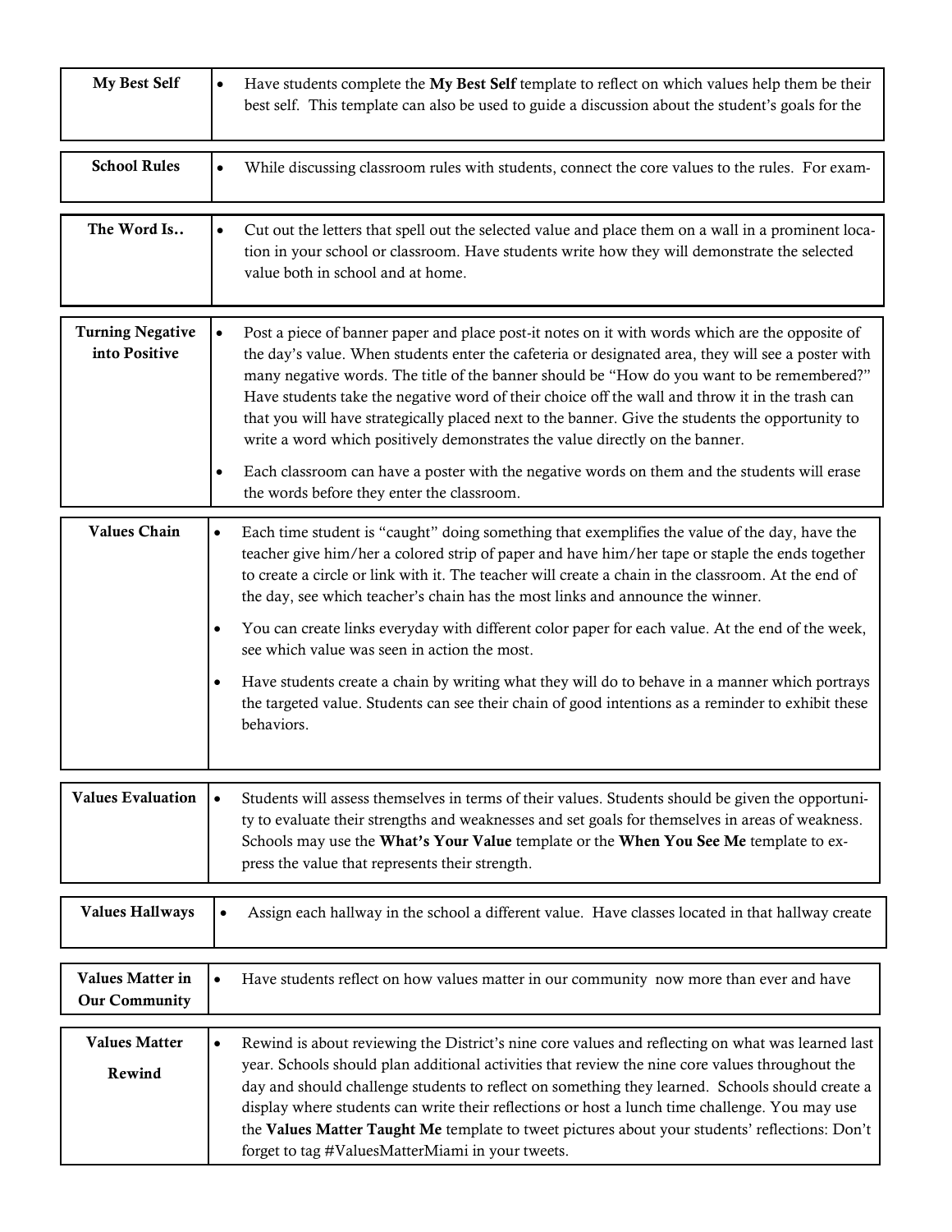| Activity | Description |
| --- | --- |
| **My Best Self** | • Have students complete the **My Best Self** template to reflect on which values help them be their best self. This template can also be used to guide a discussion about the student's goals for the |
| **School Rules** | • While discussing classroom rules with students, connect the core values to the rules. For exam- |
| **The Word Is..** | • Cut out the letters that spell out the selected value and place them on a wall in a prominent location in your school or classroom. Have students write how they will demonstrate the selected value both in school and at home. |
| **Turning Negative into Positive** | • Post a piece of banner paper and place post-it notes on it with words which are the opposite of the day's value. When students enter the cafeteria or designated area, they will see a poster with many negative words. The title of the banner should be "How do you want to be remembered?" Have students take the negative word of their choice off the wall and throw it in the trash can that you will have strategically placed next to the banner. Give the students the opportunity to write a word which positively demonstrates the value directly on the banner. <br> • Each classroom can have a poster with the negative words on them and the students will erase the words before they enter the classroom. |
| **Values Chain** | • Each time student is "caught" doing something that exemplifies the value of the day, have the teacher give him/her a colored strip of paper and have him/her tape or staple the ends together to create a circle or link with it. The teacher will create a chain in the classroom. At the end of the day, see which teacher's chain has the most links and announce the winner. <br> • You can create links everyday with different color paper for each value. At the end of the week, see which value was seen in action the most. <br> • Have students create a chain by writing what they will do to behave in a manner which portrays the targeted value. Students can see their chain of good intentions as a reminder to exhibit these behaviors. |
| **Values Evaluation** | • Students will assess themselves in terms of their values. Students should be given the opportunity to evaluate their strengths and weaknesses and set goals for themselves in areas of weakness. Schools may use the **What's Your Value** template or the **When You See Me** template to express the value that represents their strength. |
| **Values Hallways** | • Assign each hallway in the school a different value. Have classes located in that hallway create |
| **Values Matter in Our Community** | • Have students reflect on how values matter in our community now more than ever and have |
| **Values Matter Rewind** | • Rewind is about reviewing the District's nine core values and reflecting on what was learned last year. Schools should plan additional activities that review the nine core values throughout the day and should challenge students to reflect on something they learned. Schools should create a display where students can write their reflections or host a lunch time challenge. You may use the **Values Matter Taught Me** template to tweet pictures about your students' reflections: Don't forget to tag #ValuesMatterMiami in your tweets. |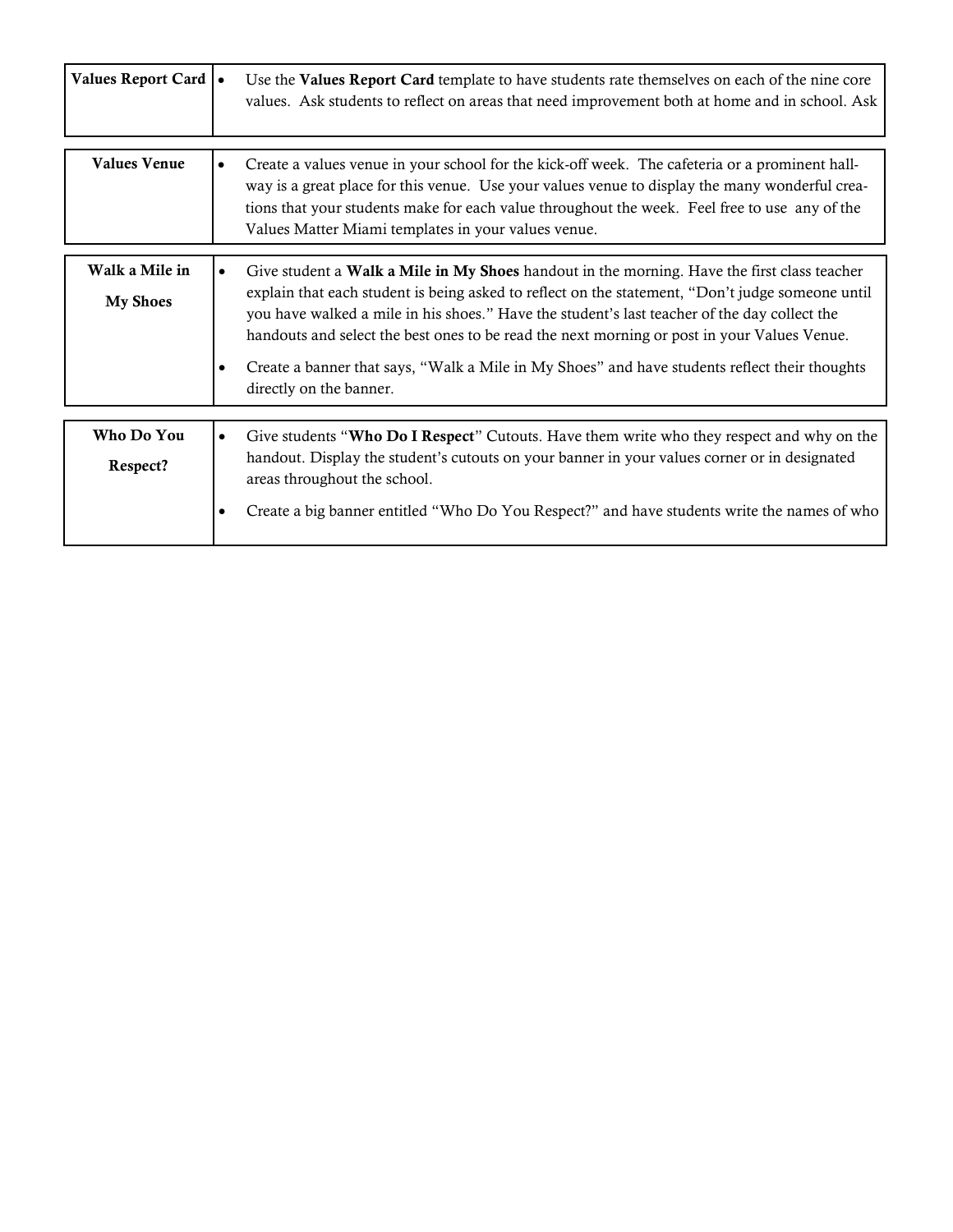| | |
|---|---|
| **Values Report Card** | • Use the **Values Report Card** template to have students rate themselves on each of the nine core values. Ask students to reflect on areas that need improvement both at home and in school. Ask |
| **Values Venue** | • Create a values venue in your school for the kick-off week. The cafeteria or a prominent hallway is a great place for this venue. Use your values venue to display the many wonderful creations that your students make for each value throughout the week. Feel free to use any of the Values Matter Miami templates in your values venue. |
| **Walk a Mile in My Shoes** | • Give student a **Walk a Mile in My Shoes** handout in the morning. Have the first class teacher explain that each student is being asked to reflect on the statement, "Don't judge someone until you have walked a mile in his shoes." Have the student's last teacher of the day collect the handouts and select the best ones to be read the next morning or post in your Values Venue.<br>• Create a banner that says, "Walk a Mile in My Shoes" and have students reflect their thoughts directly on the banner. |
| **Who Do You Respect?** | • Give students "**Who Do I Respect**" Cutouts. Have them write who they respect and why on the handout. Display the student's cutouts on your banner in your values corner or in designated areas throughout the school.<br>• Create a big banner entitled "Who Do You Respect?" and have students write the names of who |